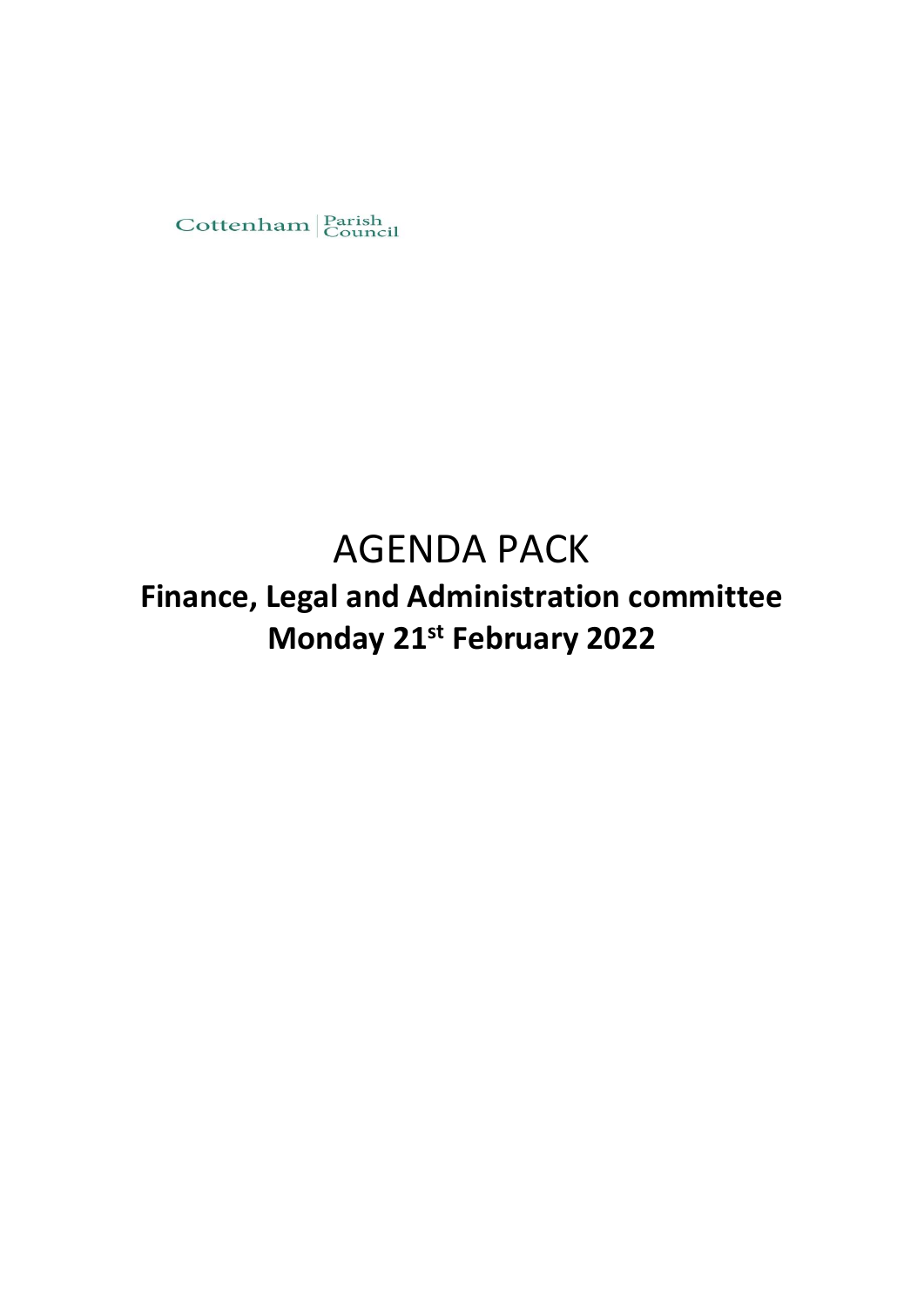Cottenham | Parish Council

# AGENDA PACK

## Finance, Legal and Administration committee
## Monday 21st February 2022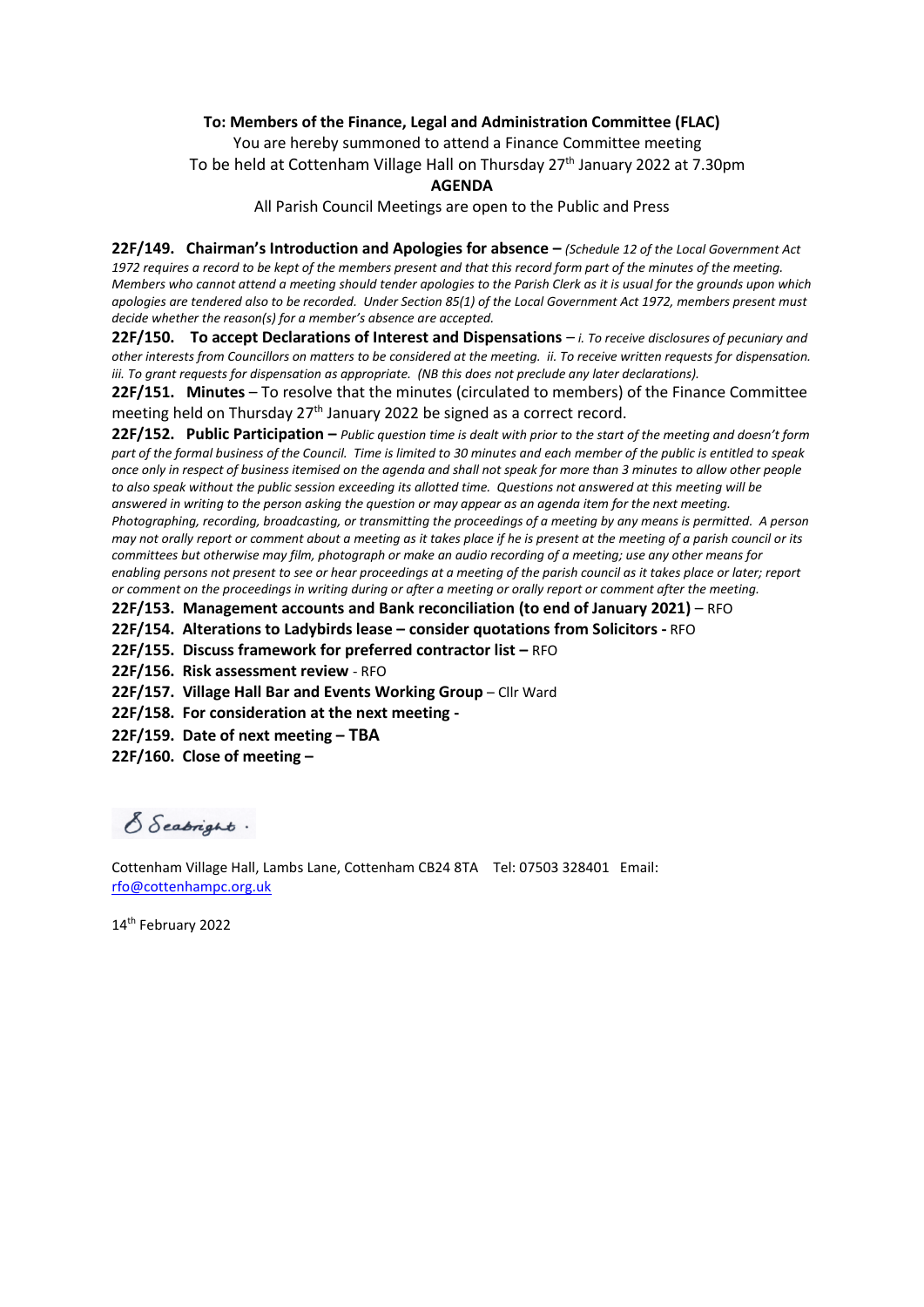**To: Members of the Finance, Legal and Administration Committee (FLAC)**

You are hereby summoned to attend a Finance Committee meeting

To be held at Cottenham Village Hall on Thursday 27th January 2022 at 7.30pm

**AGENDA**

All Parish Council Meetings are open to the Public and Press

**22F/149. Chairman's Introduction and Apologies for absence –** *(Schedule 12 of the Local Government Act 1972 requires a record to be kept of the members present and that this record form part of the minutes of the meeting. Members who cannot attend a meeting should tender apologies to the Parish Clerk as it is usual for the grounds upon which apologies are tendered also to be recorded. Under Section 85(1) of the Local Government Act 1972, members present must decide whether the reason(s) for a member's absence are accepted.*

**22F/150. To accept Declarations of Interest and Dispensations** – *i. To receive disclosures of pecuniary and other interests from Councillors on matters to be considered at the meeting. ii. To receive written requests for dispensation. iii. To grant requests for dispensation as appropriate. (NB this does not preclude any later declarations).*

**22F/151. Minutes** – To resolve that the minutes (circulated to members) of the Finance Committee meeting held on Thursday 27th January 2022 be signed as a correct record.

**22F/152. Public Participation –** *Public question time is dealt with prior to the start of the meeting and doesn't form part of the formal business of the Council. Time is limited to 30 minutes and each member of the public is entitled to speak once only in respect of business itemised on the agenda and shall not speak for more than 3 minutes to allow other people to also speak without the public session exceeding its allotted time. Questions not answered at this meeting will be answered in writing to the person asking the question or may appear as an agenda item for the next meeting. Photographing, recording, broadcasting, or transmitting the proceedings of a meeting by any means is permitted. A person may not orally report or comment about a meeting as it takes place if he is present at the meeting of a parish council or its committees but otherwise may film, photograph or make an audio recording of a meeting; use any other means for enabling persons not present to see or hear proceedings at a meeting of the parish council as it takes place or later; report or comment on the proceedings in writing during or after a meeting or orally report or comment after the meeting.*

**22F/153. Management accounts and Bank reconciliation (to end of January 2021)** – RFO

**22F/154. Alterations to Ladybirds lease – consider quotations from Solicitors -** RFO

**22F/155. Discuss framework for preferred contractor list –** RFO

**22F/156. Risk assessment review** - RFO

**22F/157. Village Hall Bar and Events Working Group** – Cllr Ward

**22F/158. For consideration at the next meeting -**

**22F/159. Date of next meeting – TBA**

**22F/160. Close of meeting –**

S Seabright.

Cottenham Village Hall, Lambs Lane, Cottenham CB24 8TA Tel: 07503 328401 Email: rfo@cottenhampc.org.uk

14th February 2022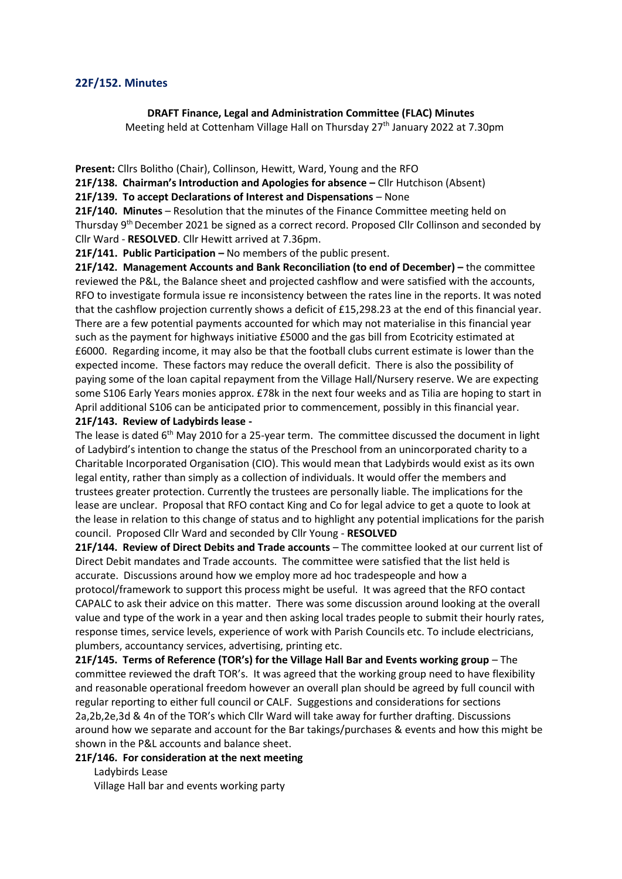## 22F/152. Minutes

**DRAFT Finance, Legal and Administration Committee (FLAC) Minutes**

Meeting held at Cottenham Village Hall on Thursday 27th January 2022 at 7.30pm

**Present:** Cllrs Bolitho (Chair), Collinson, Hewitt, Ward, Young and the RFO

**21F/138. Chairman's Introduction and Apologies for absence –** Cllr Hutchison (Absent)

**21F/139. To accept Declarations of Interest and Dispensations** – None

**21F/140. Minutes** – Resolution that the minutes of the Finance Committee meeting held on Thursday 9th December 2021 be signed as a correct record. Proposed Cllr Collinson and seconded by Cllr Ward - **RESOLVED**. Cllr Hewitt arrived at 7.36pm.

**21F/141. Public Participation –** No members of the public present.

**21F/142. Management Accounts and Bank Reconciliation (to end of December) –** the committee reviewed the P&L, the Balance sheet and projected cashflow and were satisfied with the accounts, RFO to investigate formula issue re inconsistency between the rates line in the reports. It was noted that the cashflow projection currently shows a deficit of £15,298.23 at the end of this financial year. There are a few potential payments accounted for which may not materialise in this financial year such as the payment for highways initiative £5000 and the gas bill from Ecotricity estimated at £6000. Regarding income, it may also be that the football clubs current estimate is lower than the expected income. These factors may reduce the overall deficit. There is also the possibility of paying some of the loan capital repayment from the Village Hall/Nursery reserve. We are expecting some S106 Early Years monies approx. £78k in the next four weeks and as Tilia are hoping to start in April additional S106 can be anticipated prior to commencement, possibly in this financial year.

**21F/143. Review of Ladybirds lease -**

The lease is dated 6th May 2010 for a 25-year term. The committee discussed the document in light of Ladybird's intention to change the status of the Preschool from an unincorporated charity to a Charitable Incorporated Organisation (CIO). This would mean that Ladybirds would exist as its own legal entity, rather than simply as a collection of individuals. It would offer the members and trustees greater protection. Currently the trustees are personally liable. The implications for the lease are unclear. Proposal that RFO contact King and Co for legal advice to get a quote to look at the lease in relation to this change of status and to highlight any potential implications for the parish council. Proposed Cllr Ward and seconded by Cllr Young - **RESOLVED**

**21F/144. Review of Direct Debits and Trade accounts** – The committee looked at our current list of Direct Debit mandates and Trade accounts. The committee were satisfied that the list held is accurate. Discussions around how we employ more ad hoc tradespeople and how a protocol/framework to support this process might be useful. It was agreed that the RFO contact CAPALC to ask their advice on this matter. There was some discussion around looking at the overall value and type of the work in a year and then asking local trades people to submit their hourly rates, response times, service levels, experience of work with Parish Councils etc. To include electricians, plumbers, accountancy services, advertising, printing etc.

**21F/145. Terms of Reference (TOR's) for the Village Hall Bar and Events working group** – The committee reviewed the draft TOR's. It was agreed that the working group need to have flexibility and reasonable operational freedom however an overall plan should be agreed by full council with regular reporting to either full council or CALF. Suggestions and considerations for sections 2a,2b,2e,3d & 4n of the TOR's which Cllr Ward will take away for further drafting. Discussions around how we separate and account for the Bar takings/purchases & events and how this might be shown in the P&L accounts and balance sheet.

**21F/146. For consideration at the next meeting**

Ladybirds Lease

Village Hall bar and events working party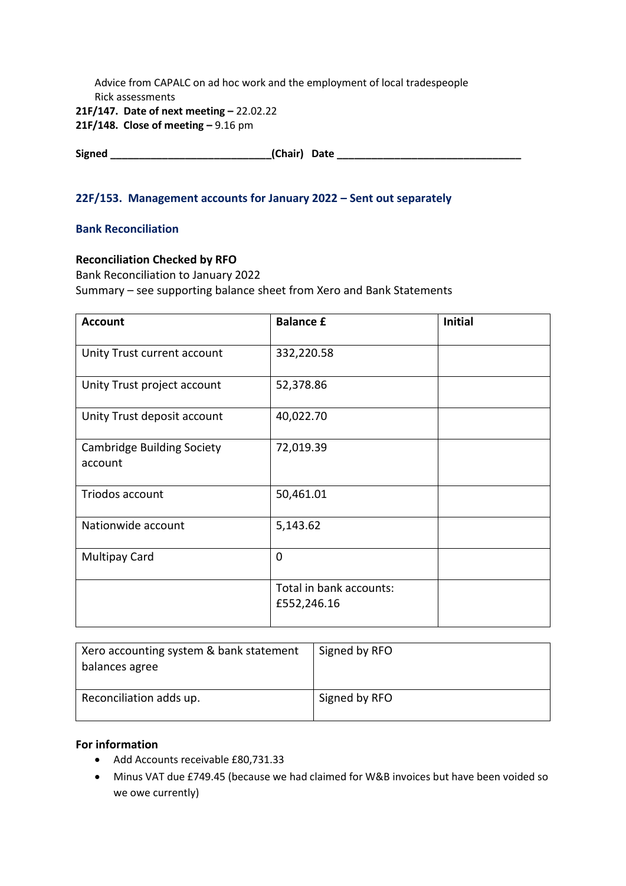Advice from CAPALC on ad hoc work and the employment of local tradespeople
Rick assessments

**21F/147. Date of next meeting –** 22.02.22

**21F/148. Close of meeting –** 9.16 pm

**Signed \_\_\_\_\_\_\_\_\_\_\_\_\_\_\_\_\_\_\_\_\_\_\_\_\_\_\_\_\_(Chair) Date \_\_\_\_\_\_\_\_\_\_\_\_\_\_\_\_\_\_\_\_\_\_\_\_\_\_\_\_\_\_\_\_\_**

## 22F/153. Management accounts for January 2022 – Sent out separately

### Bank Reconciliation

**Reconciliation Checked by RFO**

Bank Reconciliation to January 2022

Summary – see supporting balance sheet from Xero and Bank Statements

| Account | Balance £ | Initial |
|---|---|---|
| Unity Trust current account | 332,220.58 | |
| Unity Trust project account | 52,378.86 | |
| Unity Trust deposit account | 40,022.70 | |
| Cambridge Building Society account | 72,019.39 | |
| Triodos account | 50,461.01 | |
| Nationwide account | 5,143.62 | |
| Multipay Card | 0 | |
| | Total in bank accounts: £552,246.16 | |

| Xero accounting system & bank statement balances agree | Signed by RFO |
|---|---|
| Reconciliation adds up. | Signed by RFO |

**For information**

- Add Accounts receivable £80,731.33
- Minus VAT due £749.45 (because we had claimed for W&B invoices but have been voided so we owe currently)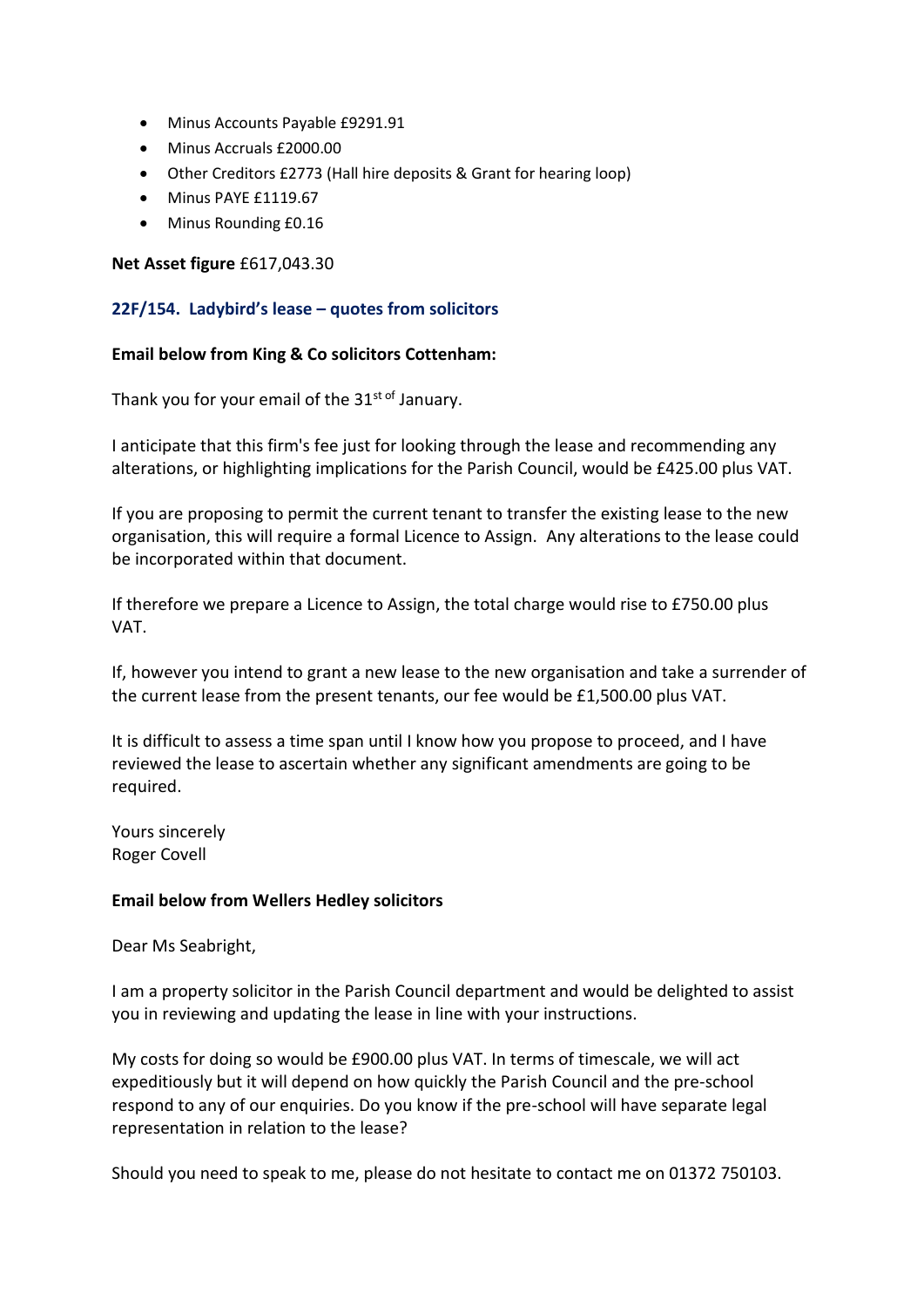- Minus Accounts Payable £9291.91
- Minus Accruals £2000.00
- Other Creditors £2773 (Hall hire deposits & Grant for hearing loop)
- Minus PAYE £1119.67
- Minus Rounding £0.16

**Net Asset figure** £617,043.30

### 22F/154. Ladybird's lease – quotes from solicitors

**Email below from King & Co solicitors Cottenham:**

Thank you for your email of the 31st of January.

I anticipate that this firm's fee just for looking through the lease and recommending any alterations, or highlighting implications for the Parish Council, would be £425.00 plus VAT.

If you are proposing to permit the current tenant to transfer the existing lease to the new organisation, this will require a formal Licence to Assign. Any alterations to the lease could be incorporated within that document.

If therefore we prepare a Licence to Assign, the total charge would rise to £750.00 plus VAT.

If, however you intend to grant a new lease to the new organisation and take a surrender of the current lease from the present tenants, our fee would be £1,500.00 plus VAT.

It is difficult to assess a time span until I know how you propose to proceed, and I have reviewed the lease to ascertain whether any significant amendments are going to be required.

Yours sincerely
Roger Covell

**Email below from Wellers Hedley solicitors**

Dear Ms Seabright,

I am a property solicitor in the Parish Council department and would be delighted to assist you in reviewing and updating the lease in line with your instructions.

My costs for doing so would be £900.00 plus VAT. In terms of timescale, we will act expeditiously but it will depend on how quickly the Parish Council and the pre-school respond to any of our enquiries. Do you know if the pre-school will have separate legal representation in relation to the lease?

Should you need to speak to me, please do not hesitate to contact me on 01372 750103.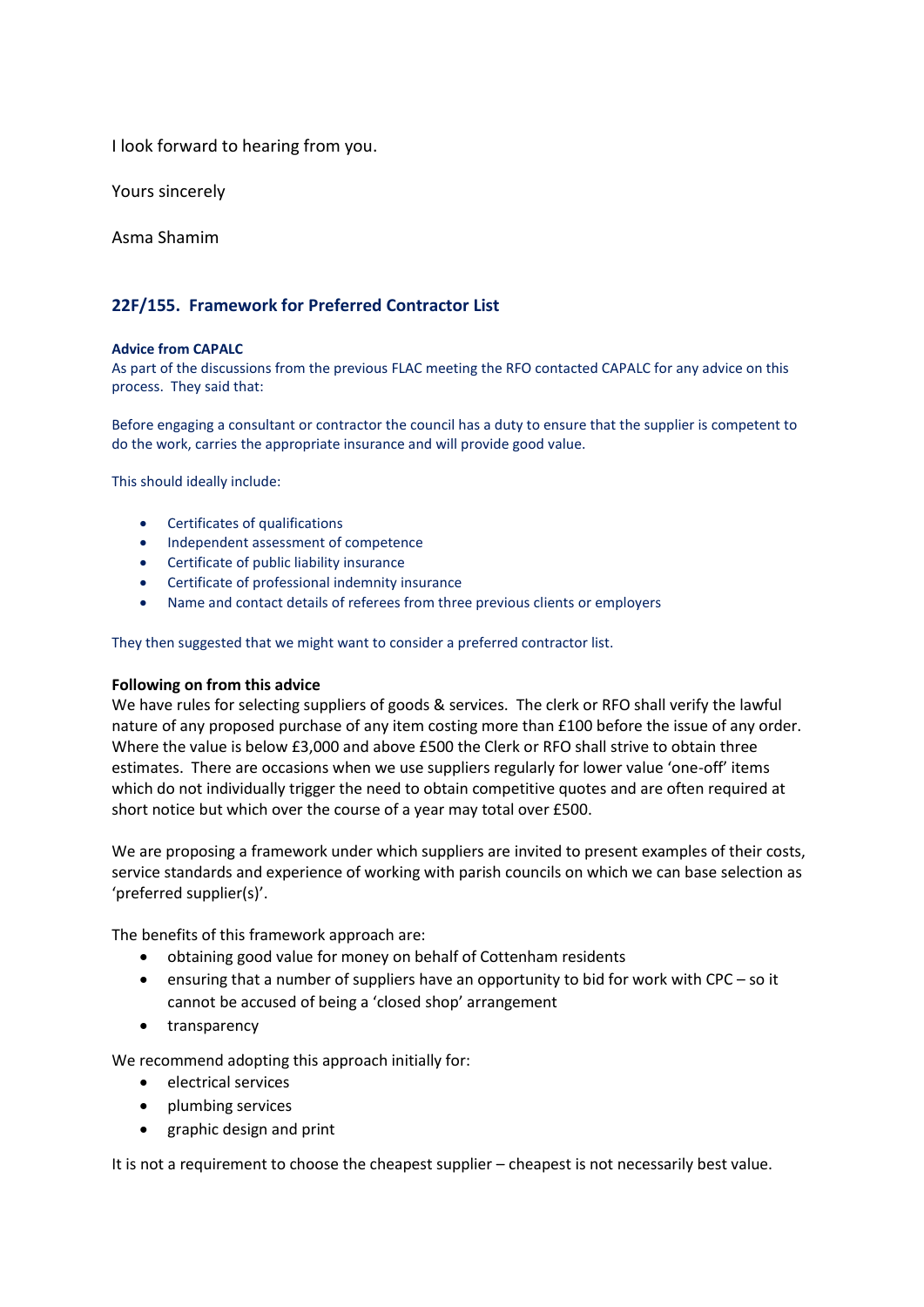I look forward to hearing from you.

Yours sincerely

Asma Shamim

## 22F/155. Framework for Preferred Contractor List

**Advice from CAPALC**

As part of the discussions from the previous FLAC meeting the RFO contacted CAPALC for any advice on this process. They said that:

Before engaging a consultant or contractor the council has a duty to ensure that the supplier is competent to do the work, carries the appropriate insurance and will provide good value.

This should ideally include:

- Certificates of qualifications
- Independent assessment of competence
- Certificate of public liability insurance
- Certificate of professional indemnity insurance
- Name and contact details of referees from three previous clients or employers

They then suggested that we might want to consider a preferred contractor list.

**Following on from this advice**

We have rules for selecting suppliers of goods & services. The clerk or RFO shall verify the lawful nature of any proposed purchase of any item costing more than £100 before the issue of any order. Where the value is below £3,000 and above £500 the Clerk or RFO shall strive to obtain three estimates. There are occasions when we use suppliers regularly for lower value 'one-off' items which do not individually trigger the need to obtain competitive quotes and are often required at short notice but which over the course of a year may total over £500.

We are proposing a framework under which suppliers are invited to present examples of their costs, service standards and experience of working with parish councils on which we can base selection as 'preferred supplier(s)'.

The benefits of this framework approach are:

- obtaining good value for money on behalf of Cottenham residents
- ensuring that a number of suppliers have an opportunity to bid for work with CPC – so it cannot be accused of being a 'closed shop' arrangement
- transparency

We recommend adopting this approach initially for:

- electrical services
- plumbing services
- graphic design and print

It is not a requirement to choose the cheapest supplier – cheapest is not necessarily best value.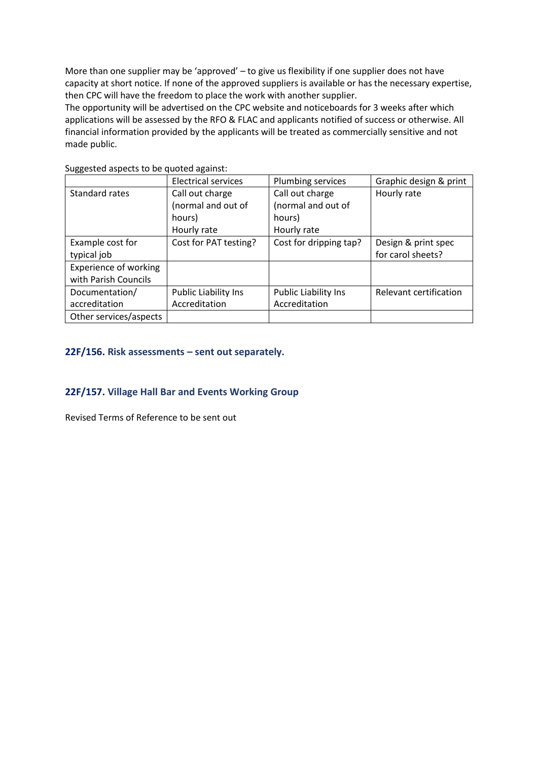More than one supplier may be 'approved' – to give us flexibility if one supplier does not have capacity at short notice. If none of the approved suppliers is available or has the necessary expertise, then CPC will have the freedom to place the work with another supplier.
The opportunity will be advertised on the CPC website and noticeboards for 3 weeks after which applications will be assessed by the RFO & FLAC and applicants notified of success or otherwise. All financial information provided by the applicants will be treated as commercially sensitive and not made public.

Suggested aspects to be quoted against:

| | Electrical services | Plumbing services | Graphic design & print |
|---|---|---|---|
| Standard rates | Call out charge (normal and out of hours)<br>Hourly rate | Call out charge (normal and out of hours)<br>Hourly rate | Hourly rate |
| Example cost for typical job | Cost for PAT testing? | Cost for dripping tap? | Design & print spec for carol sheets? |
| Experience of working with Parish Councils | | | |
| Documentation/ accreditation | Public Liability Ins<br>Accreditation | Public Liability Ins<br>Accreditation | Relevant certification |
| Other services/aspects | | | |

## 22F/156. Risk assessments – sent out separately.

## 22F/157. Village Hall Bar and Events Working Group

Revised Terms of Reference to be sent out